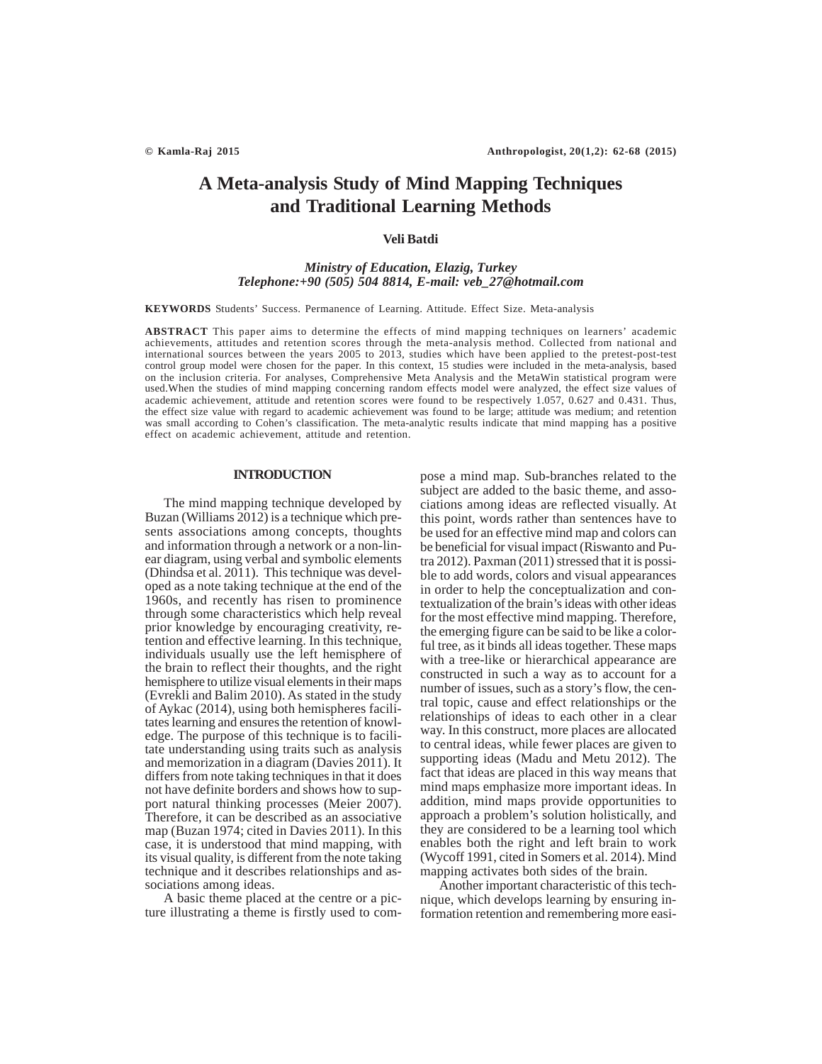# A Meta-analysis Study of Mind Mapping Techniques and Traditional Learning Methods

**Veli Batdi**

*Ministry of Education, Elazig, Turkey*
*Telephone:+90 (505) 504 8814, E-mail: veb_27@hotmail.com*

**KEYWORDS** Students' Success. Permanence of Learning. Attitude. Effect Size. Meta-analysis

**ABSTRACT** This paper aims to determine the effects of mind mapping techniques on learners' academic achievements, attitudes and retention scores through the meta-analysis method. Collected from national and international sources between the years 2005 to 2013, studies which have been applied to the pretest-post-test control group model were chosen for the paper. In this context, 15 studies were included in the meta-analysis, based on the inclusion criteria. For analyses, Comprehensive Meta Analysis and the MetaWin statistical program were used.When the studies of mind mapping concerning random effects model were analyzed, the effect size values of academic achievement, attitude and retention scores were found to be respectively 1.057, 0.627 and 0.431. Thus, the effect size value with regard to academic achievement was found to be large; attitude was medium; and retention was small according to Cohen's classification. The meta-analytic results indicate that mind mapping has a positive effect on academic achievement, attitude and retention.

## INTRODUCTION

The mind mapping technique developed by Buzan (Williams 2012) is a technique which presents associations among concepts, thoughts and information through a network or a non-linear diagram, using verbal and symbolic elements (Dhindsa et al. 2011). This technique was developed as a note taking technique at the end of the 1960s, and recently has risen to prominence through some characteristics which help reveal prior knowledge by encouraging creativity, retention and effective learning. In this technique, individuals usually use the left hemisphere of the brain to reflect their thoughts, and the right hemisphere to utilize visual elements in their maps (Evrekli and Balim 2010). As stated in the study of Aykac (2014), using both hemispheres facilitates learning and ensures the retention of knowledge. The purpose of this technique is to facilitate understanding using traits such as analysis and memorization in a diagram (Davies 2011). It differs from note taking techniques in that it does not have definite borders and shows how to support natural thinking processes (Meier 2007). Therefore, it can be described as an associative map (Buzan 1974; cited in Davies 2011). In this case, it is understood that mind mapping, with its visual quality, is different from the note taking technique and it describes relationships and associations among ideas.

A basic theme placed at the centre or a picture illustrating a theme is firstly used to compose a mind map. Sub-branches related to the subject are added to the basic theme, and associations among ideas are reflected visually. At this point, words rather than sentences have to be used for an effective mind map and colors can be beneficial for visual impact (Riswanto and Putra 2012). Paxman (2011) stressed that it is possible to add words, colors and visual appearances in order to help the conceptualization and contextualization of the brain's ideas with other ideas for the most effective mind mapping. Therefore, the emerging figure can be said to be like a colorful tree, as it binds all ideas together. These maps with a tree-like or hierarchical appearance are constructed in such a way as to account for a number of issues, such as a story's flow, the central topic, cause and effect relationships or the relationships of ideas to each other in a clear way. In this construct, more places are allocated to central ideas, while fewer places are given to supporting ideas (Madu and Metu 2012). The fact that ideas are placed in this way means that mind maps emphasize more important ideas. In addition, mind maps provide opportunities to approach a problem's solution holistically, and they are considered to be a learning tool which enables both the right and left brain to work (Wycoff 1991, cited in Somers et al. 2014). Mind mapping activates both sides of the brain.

Another important characteristic of this technique, which develops learning by ensuring information retention and remembering more easi-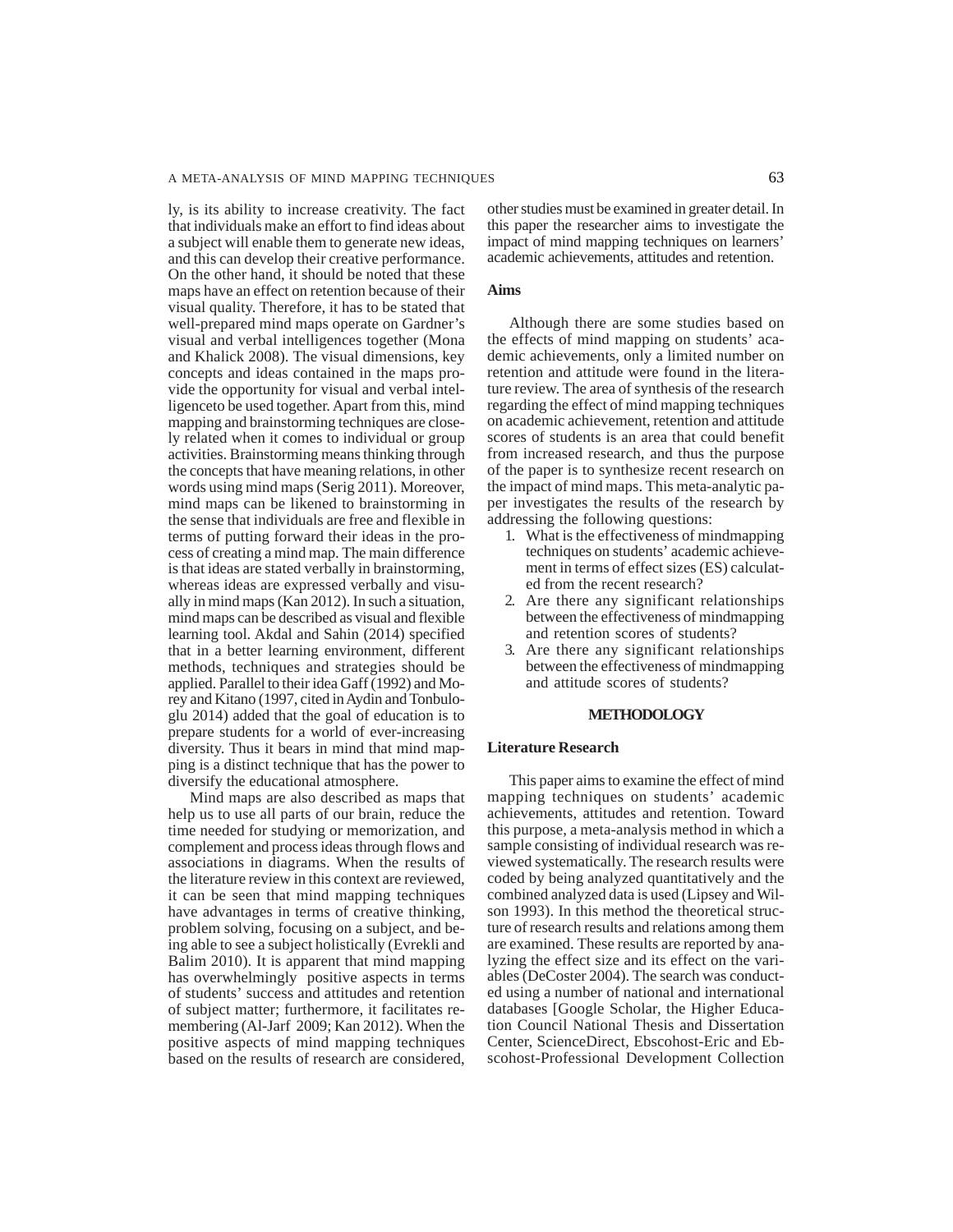ly, is its ability to increase creativity. The fact that individuals make an effort to find ideas about a subject will enable them to generate new ideas, and this can develop their creative performance. On the other hand, it should be noted that these maps have an effect on retention because of their visual quality. Therefore, it has to be stated that well-prepared mind maps operate on Gardner's visual and verbal intelligences together (Mona and Khalick 2008). The visual dimensions, key concepts and ideas contained in the maps provide the opportunity for visual and verbal intelligenceto be used together. Apart from this, mind mapping and brainstorming techniques are closely related when it comes to individual or group activities. Brainstorming means thinking through the concepts that have meaning relations, in other words using mind maps (Serig 2011). Moreover, mind maps can be likened to brainstorming in the sense that individuals are free and flexible in terms of putting forward their ideas in the process of creating a mind map. The main difference is that ideas are stated verbally in brainstorming, whereas ideas are expressed verbally and visually in mind maps (Kan 2012). In such a situation, mind maps can be described as visual and flexible learning tool. Akdal and Sahin (2014) specified that in a better learning environment, different methods, techniques and strategies should be applied. Parallel to their idea Gaff (1992) and Morey and Kitano (1997, cited in Aydin and Tonbuloglu 2014) added that the goal of education is to prepare students for a world of ever-increasing diversity. Thus it bears in mind that mind mapping is a distinct technique that has the power to diversify the educational atmosphere.

Mind maps are also described as maps that help us to use all parts of our brain, reduce the time needed for studying or memorization, and complement and process ideas through flows and associations in diagrams. When the results of the literature review in this context are reviewed, it can be seen that mind mapping techniques have advantages in terms of creative thinking, problem solving, focusing on a subject, and being able to see a subject holistically (Evrekli and Balim 2010). It is apparent that mind mapping has overwhelmingly positive aspects in terms of students' success and attitudes and retention of subject matter; furthermore, it facilitates remembering (Al-Jarf 2009; Kan 2012). When the positive aspects of mind mapping techniques based on the results of research are considered, other studies must be examined in greater detail. In this paper the researcher aims to investigate the impact of mind mapping techniques on learners' academic achievements, attitudes and retention.

### Aims

Although there are some studies based on the effects of mind mapping on students' academic achievements, only a limited number on retention and attitude were found in the literature review. The area of synthesis of the research regarding the effect of mind mapping techniques on academic achievement, retention and attitude scores of students is an area that could benefit from increased research, and thus the purpose of the paper is to synthesize recent research on the impact of mind maps. This meta-analytic paper investigates the results of the research by addressing the following questions:

1. What is the effectiveness of mindmapping techniques on students' academic achievement in terms of effect sizes (ES) calculated from the recent research?
2. Are there any significant relationships between the effectiveness of mindmapping and retention scores of students?
3. Are there any significant relationships between the effectiveness of mindmapping and attitude scores of students?

## METHODOLOGY

### Literature Research

This paper aims to examine the effect of mind mapping techniques on students' academic achievements, attitudes and retention. Toward this purpose, a meta-analysis method in which a sample consisting of individual research was reviewed systematically. The research results were coded by being analyzed quantitatively and the combined analyzed data is used (Lipsey and Wilson 1993). In this method the theoretical structure of research results and relations among them are examined. These results are reported by analyzing the effect size and its effect on the variables (DeCoster 2004). The search was conducted using a number of national and international databases [Google Scholar, the Higher Education Council National Thesis and Dissertation Center, ScienceDirect, Ebscohost-Eric and Ebscohost-Professional Development Collection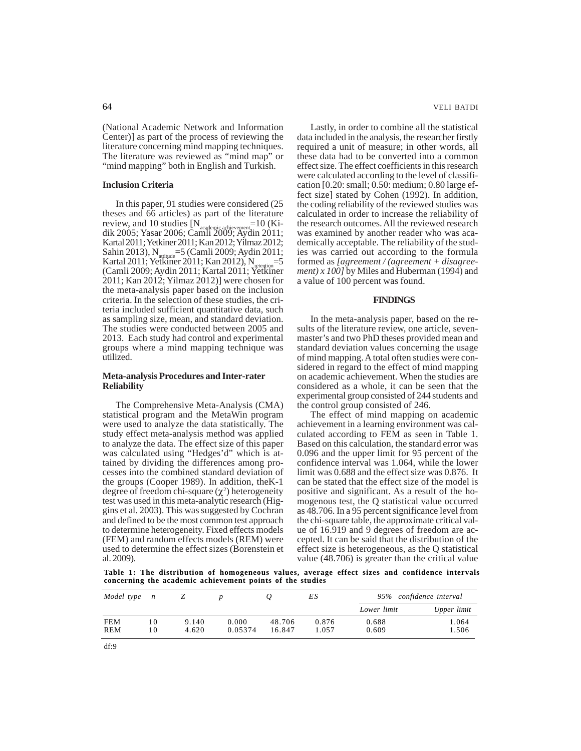(National Academic Network and Information Center)] as part of the process of reviewing the literature concerning mind mapping techniques. The literature was reviewed as "mind map" or "mind mapping" both in English and Turkish.

### Inclusion Criteria

In this paper, 91 studies were considered (25 theses and 66 articles) as part of the literature review, and 10 studies [$N_{academic\ achievement}$=10 (Kidik 2005; Yasar 2006; Camli 2009; Aydin 2011; Kartal 2011; Yetkiner 2011; Kan 2012; Yilmaz 2012; Sahin 2013), $N_{attitude}$=5 (Camli 2009; Aydin 2011; Kartal 2011; Yetkiner 2011; Kan 2012), $N_{retention}$=5 (Camli 2009; Aydin 2011; Kartal 2011; Yetkiner 2011; Kan 2012; Yilmaz 2012)] were chosen for the meta-analysis paper based on the inclusion criteria. In the selection of these studies, the criteria included sufficient quantitative data, such as sampling size, mean, and standard deviation. The studies were conducted between 2005 and 2013. Each study had control and experimental groups where a mind mapping technique was utilized.

### Meta-analysis Procedures and Inter-rater Reliability

The Comprehensive Meta-Analysis (CMA) statistical program and the MetaWin program were used to analyze the data statistically. The study effect meta-analysis method was applied to analyze the data. The effect size of this paper was calculated using "Hedges'd" which is attained by dividing the differences among processes into the combined standard deviation of the groups (Cooper 1989). In addition, theK-1 degree of freedom chi-square ($\chi^2$) heterogeneity test was used in this meta-analytic research (Higgins et al. 2003). This was suggested by Cochran and defined to be the most common test approach to determine heterogeneity. Fixed effects models (FEM) and random effects models (REM) were used to determine the effect sizes (Borenstein et al. 2009).

Lastly, in order to combine all the statistical data included in the analysis, the researcher firstly required a unit of measure; in other words, all these data had to be converted into a common effect size. The effect coefficients in this research were calculated according to the level of classification [0.20: small; 0.50: medium; 0.80 large effect size] stated by Cohen (1992). In addition, the coding reliability of the reviewed studies was calculated in order to increase the reliability of the research outcomes. All the reviewed research was examined by another reader who was academically acceptable. The reliability of the studies was carried out according to the formula formed as *[agreement / (agreement + disagreement) x 100]* by Miles and Huberman (1994) and a value of 100 percent was found.

## FINDINGS

In the meta-analysis paper, based on the results of the literature review, one article, seven-master's and two PhD theses provided mean and standard deviation values concerning the usage of mind mapping. A total often studies were considered in regard to the effect of mind mapping on academic achievement. When the studies are considered as a whole, it can be seen that the experimental group consisted of 244 students and the control group consisted of 246.

The effect of mind mapping on academic achievement in a learning environment was calculated according to FEM as seen in Table 1. Based on this calculation, the standard error was 0.096 and the upper limit for 95 percent of the confidence interval was 1.064, while the lower limit was 0.688 and the effect size was 0.876. It can be stated that the effect size of the model is positive and significant. As a result of the homogenous test, the Q statistical value occurred as 48.706. In a 95 percent significance level from the chi-square table, the approximate critical value of 16.919 and 9 degrees of freedom are accepted. It can be said that the distribution of the effect size is heterogeneous, as the Q statistical value (48.706) is greater than the critical value

**Table 1: The distribution of homogeneous values, average effect sizes and confidence intervals concerning the academic achievement points of the studies**

| *Model type* | *n* | *Z* | *p* | *Q* | *ES* | *95% confidence interval* | |
|---|---|---|---|---|---|---|---|
| | | | | | | *Lower limit* | *Upper limit* |
| FEM | 10 | 9.140 | 0.000 | 48.706 | 0.876 | 0.688 | 1.064 |
| REM | 10 | 4.620 | 0.05374 | 16.847 | 1.057 | 0.609 | 1.506 |

df:9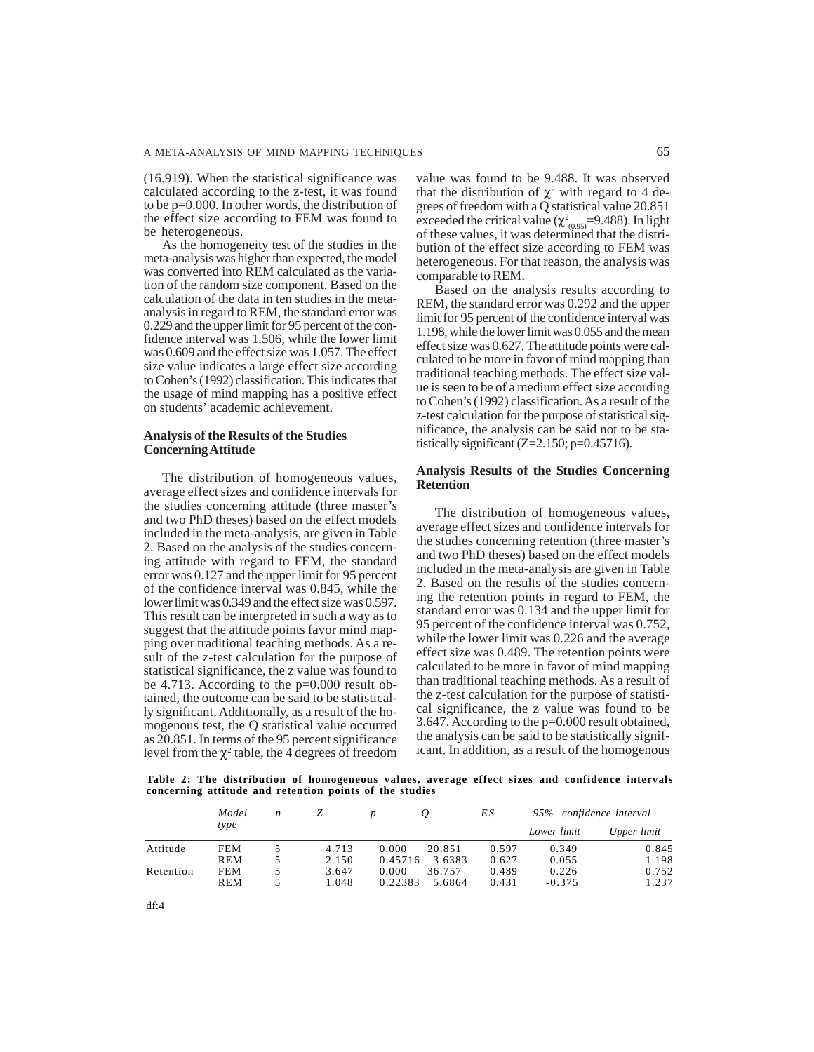(16.919). When the statistical significance was calculated according to the z-test, it was found to be p=0.000. In other words, the distribution of the effect size according to FEM was found to be heterogeneous.

As the homogeneity test of the studies in the meta-analysis was higher than expected, the model was converted into REM calculated as the variation of the random size component. Based on the calculation of the data in ten studies in the meta-analysis in regard to REM, the standard error was 0.229 and the upper limit for 95 percent of the confidence interval was 1.506, while the lower limit was 0.609 and the effect size was 1.057. The effect size value indicates a large effect size according to Cohen's (1992) classification. This indicates that the usage of mind mapping has a positive effect on students' academic achievement.

### Analysis of the Results of the Studies Concerning Attitude

The distribution of homogeneous values, average effect sizes and confidence intervals for the studies concerning attitude (three master's and two PhD theses) based on the effect models included in the meta-analysis, are given in Table 2. Based on the analysis of the studies concerning attitude with regard to FEM, the standard error was 0.127 and the upper limit for 95 percent of the confidence interval was 0.845, while the lower limit was 0.349 and the effect size was 0.597. This result can be interpreted in such a way as to suggest that the attitude points favor mind mapping over traditional teaching methods. As a result of the z-test calculation for the purpose of statistical significance, the z value was found to be 4.713. According to the p=0.000 result obtained, the outcome can be said to be statistically significant. Additionally, as a result of the homogenous test, the Q statistical value occurred as 20.851. In terms of the 95 percent significance level from the $\chi^2$ table, the 4 degrees of freedom value was found to be 9.488. It was observed that the distribution of $\chi^2$ with regard to 4 degrees of freedom with a Q statistical value 20.851 exceeded the critical value ($\chi^2_{(0.95)}$=9.488). In light of these values, it was determined that the distribution of the effect size according to FEM was heterogeneous. For that reason, the analysis was comparable to REM.

Based on the analysis results according to REM, the standard error was 0.292 and the upper limit for 95 percent of the confidence interval was 1.198, while the lower limit was 0.055 and the mean effect size was 0.627. The attitude points were calculated to be more in favor of mind mapping than traditional teaching methods. The effect size value is seen to be of a medium effect size according to Cohen's (1992) classification. As a result of the z-test calculation for the purpose of statistical significance, the analysis can be said not to be statistically significant (Z=2.150; p=0.45716).

### Analysis Results of the Studies Concerning Retention

The distribution of homogeneous values, average effect sizes and confidence intervals for the studies concerning retention (three master's and two PhD theses) based on the effect models included in the meta-analysis are given in Table 2. Based on the results of the studies concerning the retention points in regard to FEM, the standard error was 0.134 and the upper limit for 95 percent of the confidence interval was 0.752, while the lower limit was 0.226 and the average effect size was 0.489. The retention points were calculated to be more in favor of mind mapping than traditional teaching methods. As a result of the z-test calculation for the purpose of statistical significance, the z value was found to be 3.647. According to the p=0.000 result obtained, the analysis can be said to be statistically significant. In addition, as a result of the homogenous

**Table 2: The distribution of homogeneous values, average effect sizes and confidence intervals concerning attitude and retention points of the studies**

| | *Model type* | *n* | *Z* | *p* | *Q* | *ES* | *95% confidence interval* | |
|---|---|---|---|---|---|---|---|---|
| | | | | | | | *Lower limit* | *Upper limit* |
| Attitude | FEM | 5 | 4.713 | 0.000 | 20.851 | 0.597 | 0.349 | 0.845 |
| | REM | 5 | 2.150 | 0.45716 | 3.6383 | 0.627 | 0.055 | 1.198 |
| Retention | FEM | 5 | 3.647 | 0.000 | 36.757 | 0.489 | 0.226 | 0.752 |
| | REM | 5 | 1.048 | 0.22383 | 5.6864 | 0.431 | -0.375 | 1.237 |

df:4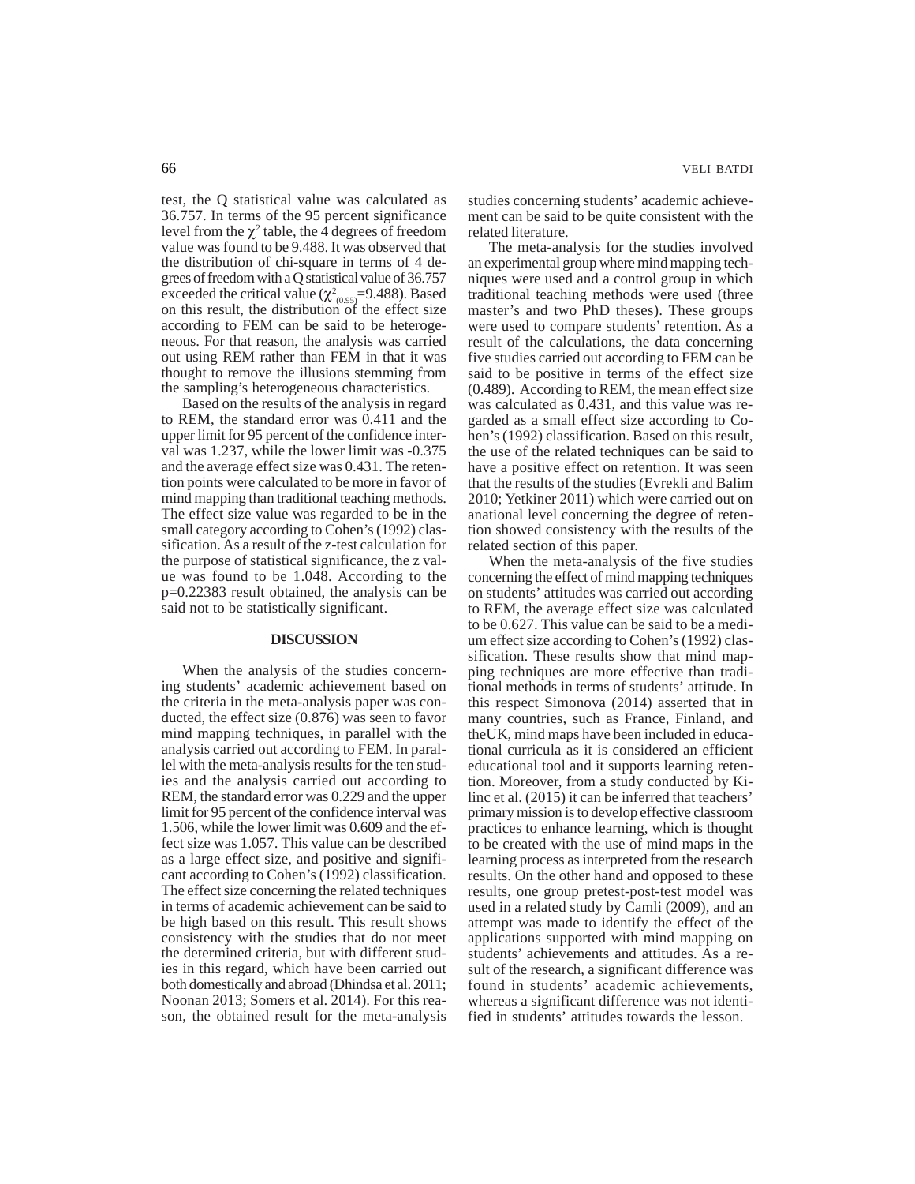test, the Q statistical value was calculated as 36.757. In terms of the 95 percent significance level from the $\chi^2$ table, the 4 degrees of freedom value was found to be 9.488. It was observed that the distribution of chi-square in terms of 4 degrees of freedom with a Q statistical value of 36.757 exceeded the critical value ($\chi^2_{(0.95)}$=9.488). Based on this result, the distribution of the effect size according to FEM can be said to be heterogeneous. For that reason, the analysis was carried out using REM rather than FEM in that it was thought to remove the illusions stemming from the sampling's heterogeneous characteristics.

Based on the results of the analysis in regard to REM, the standard error was 0.411 and the upper limit for 95 percent of the confidence interval was 1.237, while the lower limit was -0.375 and the average effect size was 0.431. The retention points were calculated to be more in favor of mind mapping than traditional teaching methods. The effect size value was regarded to be in the small category according to Cohen's (1992) classification. As a result of the z-test calculation for the purpose of statistical significance, the z value was found to be 1.048. According to the p=0.22383 result obtained, the analysis can be said not to be statistically significant.

## DISCUSSION

When the analysis of the studies concerning students' academic achievement based on the criteria in the meta-analysis paper was conducted, the effect size (0.876) was seen to favor mind mapping techniques, in parallel with the analysis carried out according to FEM. In parallel with the meta-analysis results for the ten studies and the analysis carried out according to REM, the standard error was 0.229 and the upper limit for 95 percent of the confidence interval was 1.506, while the lower limit was 0.609 and the effect size was 1.057. This value can be described as a large effect size, and positive and significant according to Cohen's (1992) classification. The effect size concerning the related techniques in terms of academic achievement can be said to be high based on this result. This result shows consistency with the studies that do not meet the determined criteria, but with different studies in this regard, which have been carried out both domestically and abroad (Dhindsa et al. 2011; Noonan 2013; Somers et al. 2014). For this reason, the obtained result for the meta-analysis studies concerning students' academic achievement can be said to be quite consistent with the related literature.

The meta-analysis for the studies involved an experimental group where mind mapping techniques were used and a control group in which traditional teaching methods were used (three master's and two PhD theses). These groups were used to compare students' retention. As a result of the calculations, the data concerning five studies carried out according to FEM can be said to be positive in terms of the effect size (0.489). According to REM, the mean effect size was calculated as 0.431, and this value was regarded as a small effect size according to Cohen's (1992) classification. Based on this result, the use of the related techniques can be said to have a positive effect on retention. It was seen that the results of the studies (Evrekli and Balim 2010; Yetkiner 2011) which were carried out on anational level concerning the degree of retention showed consistency with the results of the related section of this paper.

When the meta-analysis of the five studies concerning the effect of mind mapping techniques on students' attitudes was carried out according to REM, the average effect size was calculated to be 0.627. This value can be said to be a medium effect size according to Cohen's (1992) classification. These results show that mind mapping techniques are more effective than traditional methods in terms of students' attitude. In this respect Simonova (2014) asserted that in many countries, such as France, Finland, and theUK, mind maps have been included in educational curricula as it is considered an efficient educational tool and it supports learning retention. Moreover, from a study conducted by Kilinc et al. (2015) it can be inferred that teachers' primary mission is to develop effective classroom practices to enhance learning, which is thought to be created with the use of mind maps in the learning process as interpreted from the research results. On the other hand and opposed to these results, one group pretest-post-test model was used in a related study by Camli (2009), and an attempt was made to identify the effect of the applications supported with mind mapping on students' achievements and attitudes. As a result of the research, a significant difference was found in students' academic achievements, whereas a significant difference was not identified in students' attitudes towards the lesson.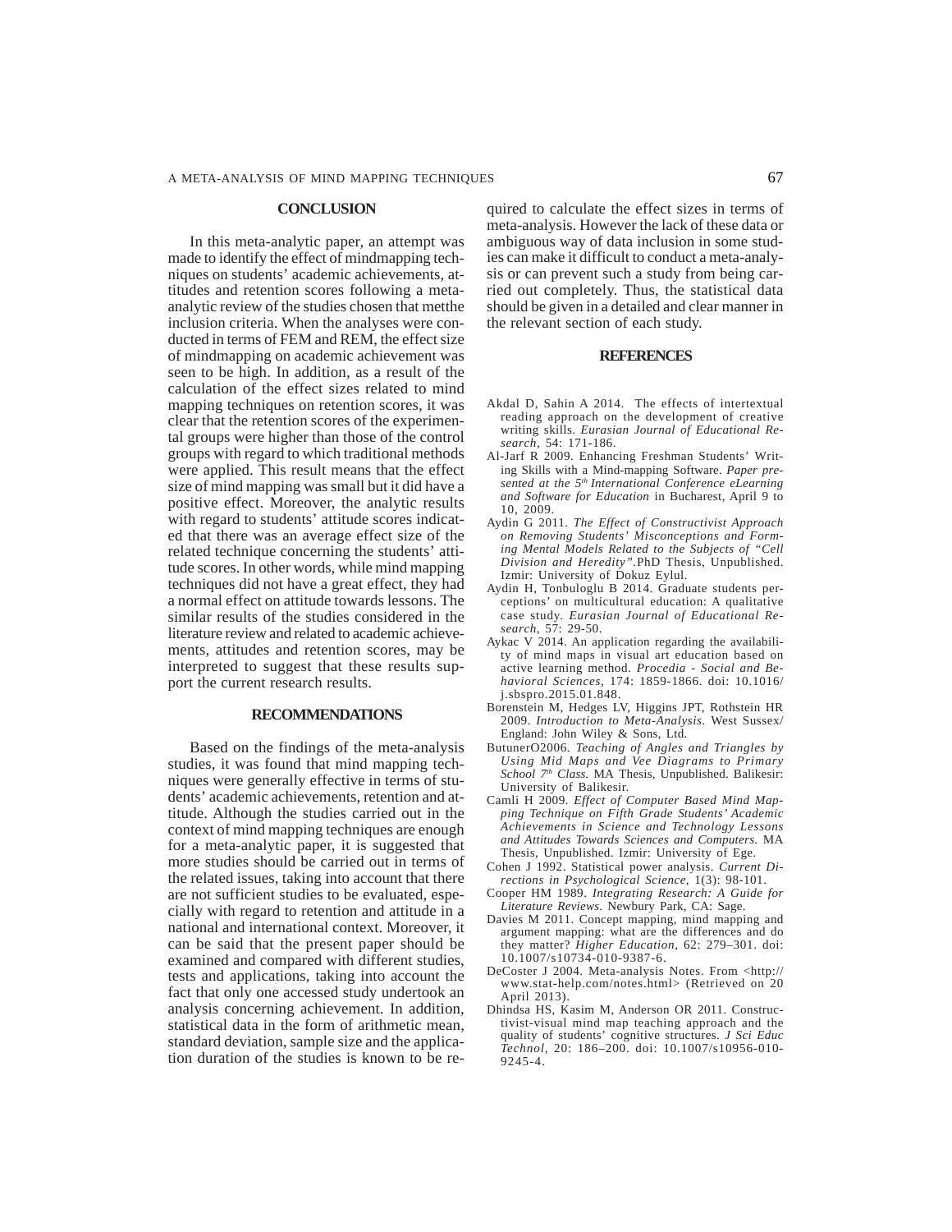## CONCLUSION

In this meta-analytic paper, an attempt was made to identify the effect of mindmapping techniques on students' academic achievements, attitudes and retention scores following a meta-analytic review of the studies chosen that metthe inclusion criteria. When the analyses were conducted in terms of FEM and REM, the effect size of mindmapping on academic achievement was seen to be high. In addition, as a result of the calculation of the effect sizes related to mind mapping techniques on retention scores, it was clear that the retention scores of the experimental groups were higher than those of the control groups with regard to which traditional methods were applied. This result means that the effect size of mind mapping was small but it did have a positive effect. Moreover, the analytic results with regard to students' attitude scores indicated that there was an average effect size of the related technique concerning the students' attitude scores. In other words, while mind mapping techniques did not have a great effect, they had a normal effect on attitude towards lessons. The similar results of the studies considered in the literature review and related to academic achievements, attitudes and retention scores, may be interpreted to suggest that these results support the current research results.

## RECOMMENDATIONS

Based on the findings of the meta-analysis studies, it was found that mind mapping techniques were generally effective in terms of students' academic achievements, retention and attitude. Although the studies carried out in the context of mind mapping techniques are enough for a meta-analytic paper, it is suggested that more studies should be carried out in terms of the related issues, taking into account that there are not sufficient studies to be evaluated, especially with regard to retention and attitude in a national and international context. Moreover, it can be said that the present paper should be examined and compared with different studies, tests and applications, taking into account the fact that only one accessed study undertook an analysis concerning achievement. In addition, statistical data in the form of arithmetic mean, standard deviation, sample size and the application duration of the studies is known to be required to calculate the effect sizes in terms of meta-analysis. However the lack of these data or ambiguous way of data inclusion in some studies can make it difficult to conduct a meta-analysis or can prevent such a study from being carried out completely. Thus, the statistical data should be given in a detailed and clear manner in the relevant section of each study.

## REFERENCES

Akdal D, Sahin A 2014. The effects of intertextual reading approach on the development of creative writing skills. *Eurasian Journal of Educational Research*, 54: 171-186.

Al-Jarf R 2009. Enhancing Freshman Students' Writing Skills with a Mind-mapping Software. *Paper presented at the 5th International Conference eLearning and Software for Education* in Bucharest, April 9 to 10, 2009.

Aydin G 2011. *The Effect of Constructivist Approach on Removing Students' Misconceptions and Forming Mental Models Related to the Subjects of "Cell Division and Heredity"*.PhD Thesis, Unpublished. Izmir: University of Dokuz Eylul.

Aydin H, Tonbuloglu B 2014. Graduate students perceptions' on multicultural education: A qualitative case study. *Eurasian Journal of Educational Research*, 57: 29-50.

Aykac V 2014. An application regarding the availability of mind maps in visual art education based on active learning method. *Procedia - Social and Behavioral Sciences*, 174: 1859-1866. doi: 10.1016/j.sbspro.2015.01.848.

Borenstein M, Hedges LV, Higgins JPT, Rothstein HR 2009. *Introduction to Meta-Analysis.* West Sussex/England: John Wiley & Sons, Ltd.

ButunerO2006. *Teaching of Angles and Triangles by Using Mid Maps and Vee Diagrams to Primary School 7th Class.* MA Thesis, Unpublished. Balikesir: University of Balikesir.

Camli H 2009. *Effect of Computer Based Mind Mapping Technique on Fifth Grade Students' Academic Achievements in Science and Technology Lessons and Attitudes Towards Sciences and Computers.* MA Thesis, Unpublished. Izmir: University of Ege.

Cohen J 1992. Statistical power analysis. *Current Directions in Psychological Science*, 1(3): 98-101.

Cooper HM 1989. *Integrating Research: A Guide for Literature Reviews.* Newbury Park, CA: Sage.

Davies M 2011. Concept mapping, mind mapping and argument mapping: what are the differences and do they matter? *Higher Education*, 62: 279–301. doi: 10.1007/s10734-010-9387-6.

DeCoster J 2004. Meta-analysis Notes. From <http://www.stat-help.com/notes.html> (Retrieved on 20 April 2013).

Dhindsa HS, Kasim M, Anderson OR 2011. Constructivist-visual mind map teaching approach and the quality of students' cognitive structures. *J Sci Educ Technol*, 20: 186–200. doi: 10.1007/s10956-010-9245-4.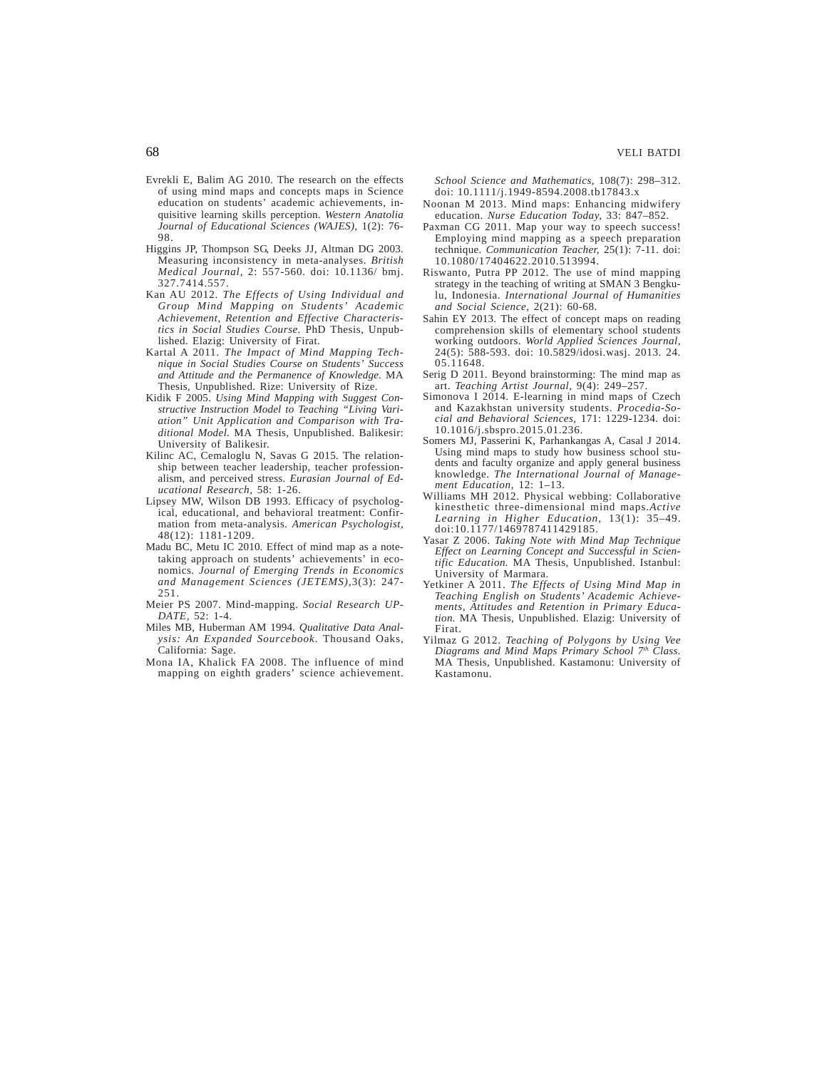Evrekli E, Balim AG 2010. The research on the effects of using mind maps and concepts maps in Science education on students' academic achievements, inquisitive learning skills perception. *Western Anatolia Journal of Educational Sciences (WAJES)*, 1(2): 76-98.

Higgins JP, Thompson SG, Deeks JJ, Altman DG 2003. Measuring inconsistency in meta-analyses. *British Medical Journal*, 2: 557-560. doi: 10.1136/ bmj. 327.7414.557.

Kan AU 2012. *The Effects of Using Individual and Group Mind Mapping on Students' Academic Achievement, Retention and Effective Characteristics in Social Studies Course.* PhD Thesis, Unpublished. Elazig: University of Firat.

Kartal A 2011. *The Impact of Mind Mapping Technique in Social Studies Course on Students' Success and Attitude and the Permanence of Knowledge.* MA Thesis, Unpublished. Rize: University of Rize.

Kidik F 2005. *Using Mind Mapping with Suggest Constructive Instruction Model to Teaching "Living Variation" Unit Application and Comparison with Traditional Model.* MA Thesis, Unpublished. Balikesir: University of Balikesir.

Kilinc AC, Cemaloglu N, Savas G 2015. The relationship between teacher leadership, teacher professionalism, and perceived stress. *Eurasian Journal of Educational Research*, 58: 1-26.

Lipsey MW, Wilson DB 1993. Efficacy of psychological, educational, and behavioral treatment: Confirmation from meta-analysis. *American Psychologist*, 48(12): 1181-1209.

Madu BC, Metu IC 2010. Effect of mind map as a note-taking approach on students' achievements' in economics. *Journal of Emerging Trends in Economics and Management Sciences (JETEMS)*,3(3): 247-251.

Meier PS 2007. Mind-mapping. *Social Research UPDATE*, 52: 1-4.

Miles MB, Huberman AM 1994. *Qualitative Data Analysis: An Expanded Sourcebook*. Thousand Oaks, California: Sage.

Mona IA, Khalick FA 2008. The influence of mind mapping on eighth graders' science achievement. *School Science and Mathematics*, 108(7): 298–312. doi: 10.1111/j.1949-8594.2008.tb17843.x

Noonan M 2013. Mind maps: Enhancing midwifery education. *Nurse Education Today*, 33: 847–852.

Paxman CG 2011. Map your way to speech success! Employing mind mapping as a speech preparation technique. *Communication Teacher*, 25(1): 7-11. doi: 10.1080/17404622.2010.513994.

Riswanto, Putra PP 2012. The use of mind mapping strategy in the teaching of writing at SMAN 3 Bengkulu, Indonesia. *International Journal of Humanities and Social Science*, 2(21): 60-68.

Sahin EY 2013. The effect of concept maps on reading comprehension skills of elementary school students working outdoors. *World Applied Sciences Journal*, 24(5): 588-593. doi: 10.5829/idosi.wasj. 2013. 24. 05.11648.

Serig D 2011. Beyond brainstorming: The mind map as art. *Teaching Artist Journal*, 9(4): 249–257.

Simonova I 2014. E-learning in mind maps of Czech and Kazakhstan university students. *Procedia-Social and Behavioral Sciences*, 171: 1229-1234. doi: 10.1016/j.sbspro.2015.01.236.

Somers MJ, Passerini K, Parhankangas A, Casal J 2014. Using mind maps to study how business school students and faculty organize and apply general business knowledge. *The International Journal of Management Education*, 12: 1–13.

Williams MH 2012. Physical webbing: Collaborative kinesthetic three-dimensional mind maps.*Active Learning in Higher Education*, 13(1): 35–49. doi:10.1177/1469787411429185.

Yasar Z 2006. *Taking Note with Mind Map Technique Effect on Learning Concept and Successful in Scientific Education.* MA Thesis, Unpublished. Istanbul: University of Marmara.

Yetkiner A 2011. *The Effects of Using Mind Map in Teaching English on Students' Academic Achievements, Attitudes and Retention in Primary Education.* MA Thesis, Unpublished. Elazig: University of Firat.

Yilmaz G 2012. *Teaching of Polygons by Using Vee Diagrams and Mind Maps Primary School 7th Class.* MA Thesis, Unpublished. Kastamonu: University of Kastamonu.